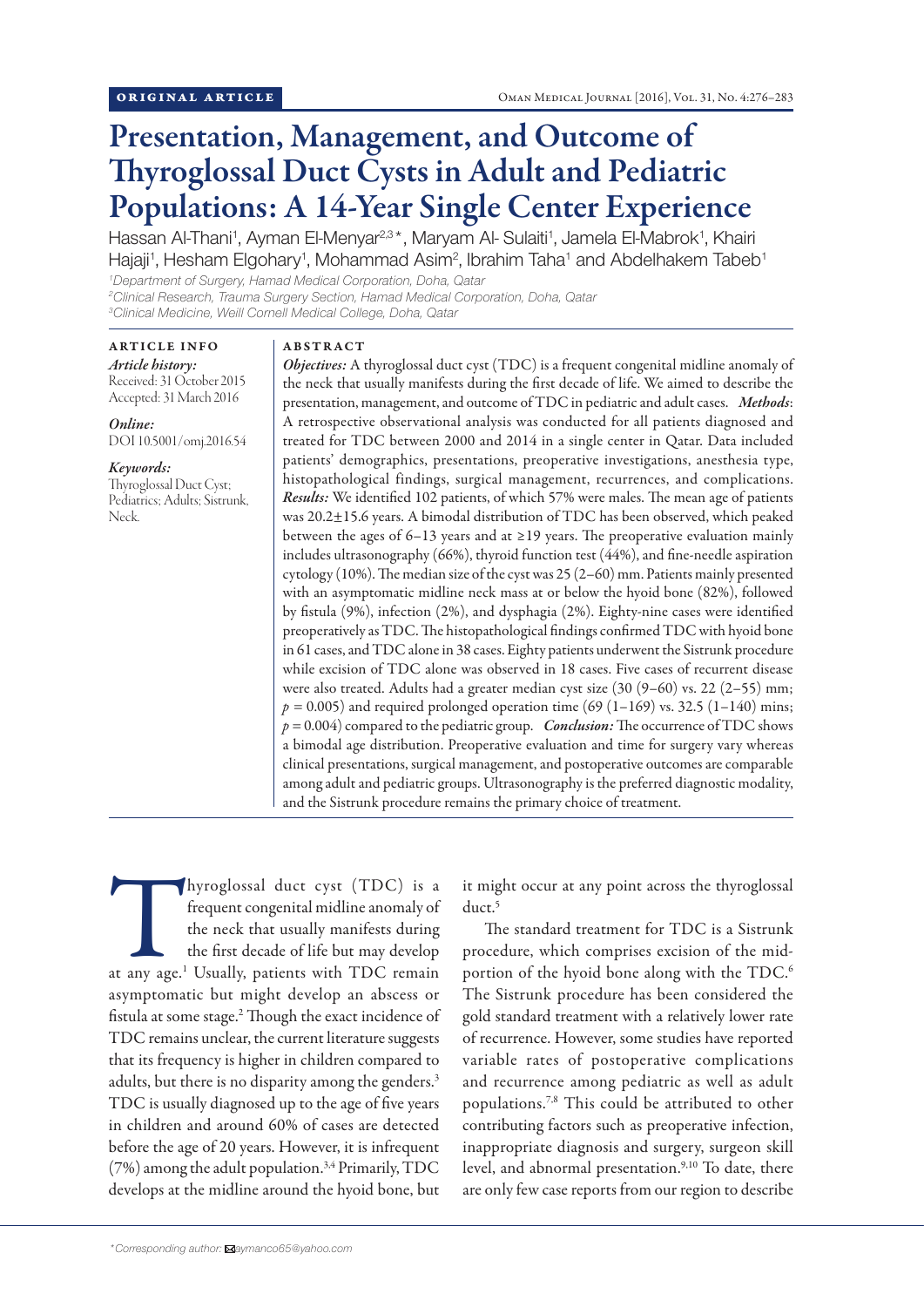ORIGINAL ARTICLE

# Presentation, Management, and Outcome of Thyroglossal Duct Cysts in Adult and Pediatric Populations: A 14-Year Single Center Experience

Hassan Al-Thani[1], Ayman El-Menyar[2,3]*, Maryam Al- Sulaiti[1], Jamela El-Mabrok[1], Khairi Hajaji[1], Hesham Elgohary[1], Mohammad Asim[2], Ibrahim Taha[1] and Abdelhakem Tabeb[1]

[1]*Department of Surgery, Hamad Medical Corporation, Doha, Qatar*
[2]*Clinical Research, Trauma Surgery Section, Hamad Medical Corporation, Doha, Qatar*
[3]*Clinical Medicine, Weill Cornell Medical College, Doha, Qatar*

**ARTICLE INFO**

*Article history:*
Received: 31 October 2015
Accepted: 31 March 2016

*Online:*
DOI 10.5001/omj.2016.54

*Keywords:*
Thyroglossal Duct Cyst; Pediatrics; Adults; Sistrunk, Neck.

**ABSTRACT**

***Objectives:*** A thyroglossal duct cyst (TDC) is a frequent congenital midline anomaly of the neck that usually manifests during the first decade of life. We aimed to describe the presentation, management, and outcome of TDC in pediatric and adult cases. ***Methods***: A retrospective observational analysis was conducted for all patients diagnosed and treated for TDC between 2000 and 2014 in a single center in Qatar. Data included patients' demographics, presentations, preoperative investigations, anesthesia type, histopathological findings, surgical management, recurrences, and complications. ***Results:*** We identified 102 patients, of which 57% were males. The mean age of patients was 20.2±15.6 years. A bimodal distribution of TDC has been observed, which peaked between the ages of 6–13 years and at ≥19 years. The preoperative evaluation mainly includes ultrasonography (66%), thyroid function test (44%), and fine-needle aspiration cytology (10%). The median size of the cyst was 25 (2–60) mm. Patients mainly presented with an asymptomatic midline neck mass at or below the hyoid bone (82%), followed by fistula (9%), infection (2%), and dysphagia (2%). Eighty-nine cases were identified preoperatively as TDC. The histopathological findings confirmed TDC with hyoid bone in 61 cases, and TDC alone in 38 cases. Eighty patients underwent the Sistrunk procedure while excision of TDC alone was observed in 18 cases. Five cases of recurrent disease were also treated. Adults had a greater median cyst size (30 (9–60) vs. 22 (2–55) mm; $p = 0.005$) and required prolonged operation time (69 (1–169) vs. 32.5 (1–140) mins; $p = 0.004$) compared to the pediatric group. ***Conclusion:*** The occurrence of TDC shows a bimodal age distribution. Preoperative evaluation and time for surgery vary whereas clinical presentations, surgical management, and postoperative outcomes are comparable among adult and pediatric groups. Ultrasonography is the preferred diagnostic modality, and the Sistrunk procedure remains the primary choice of treatment.

Thyroglossal duct cyst (TDC) is a frequent congenital midline anomaly of the neck that usually manifests during the first decade of life but may develop at any age.[1] Usually, patients with TDC remain asymptomatic but might develop an abscess or fistula at some stage.[2] Though the exact incidence of TDC remains unclear, the current literature suggests that its frequency is higher in children compared to adults, but there is no disparity among the genders.[3] TDC is usually diagnosed up to the age of five years in children and around 60% of cases are detected before the age of 20 years. However, it is infrequent (7%) among the adult population.[3,4] Primarily, TDC develops at the midline around the hyoid bone, but it might occur at any point across the thyroglossal duct.[5]

The standard treatment for TDC is a Sistrunk procedure, which comprises excision of the mid-portion of the hyoid bone along with the TDC.[6] The Sistrunk procedure has been considered the gold standard treatment with a relatively lower rate of recurrence. However, some studies have reported variable rates of postoperative complications and recurrence among pediatric as well as adult populations.[7,8] This could be attributed to other contributing factors such as preoperative infection, inappropriate diagnosis and surgery, surgeon skill level, and abnormal presentation.[9,10] To date, there are only few case reports from our region to describe

*Corresponding author: aymanco65@yahoo.com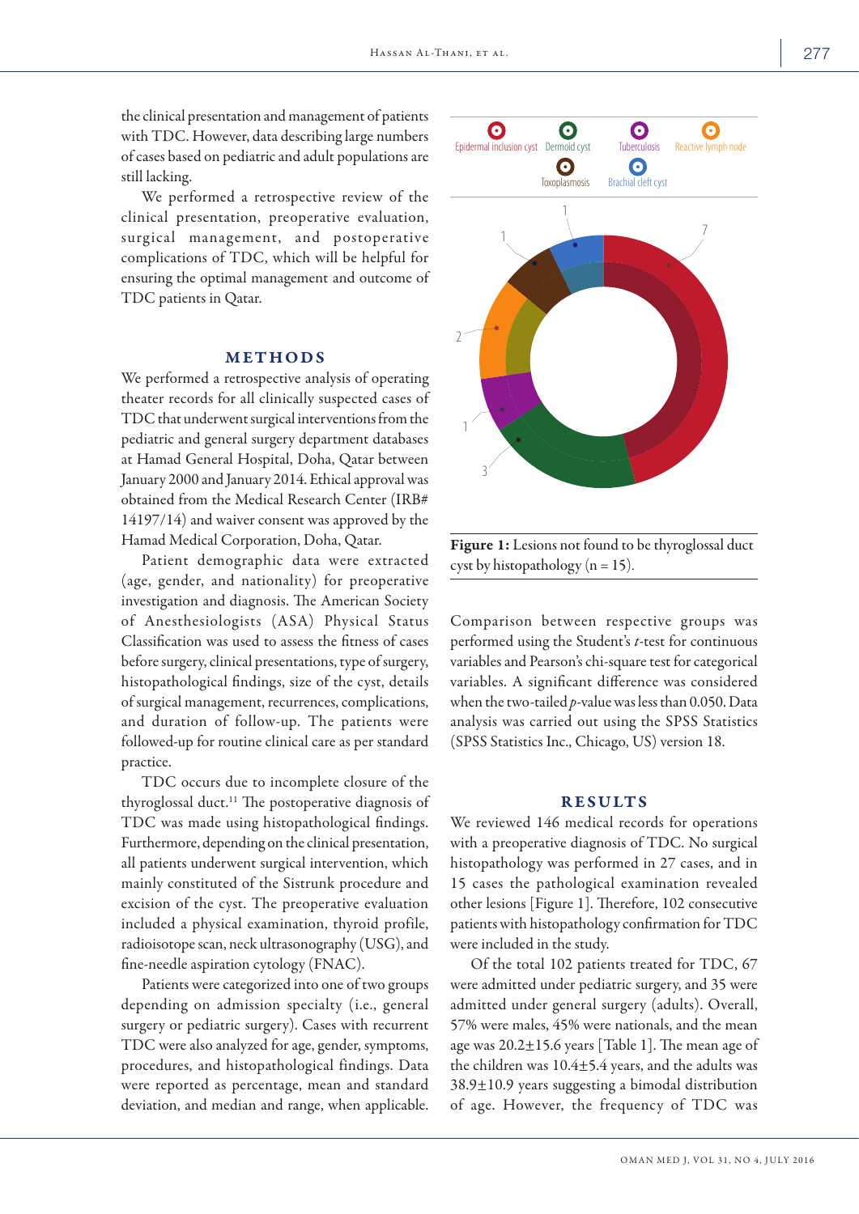the clinical presentation and management of patients with TDC. However, data describing large numbers of cases based on pediatric and adult populations are still lacking.

We performed a retrospective review of the clinical presentation, preoperative evaluation, surgical management, and postoperative complications of TDC, which will be helpful for ensuring the optimal management and outcome of TDC patients in Qatar.

## METHODS

We performed a retrospective analysis of operating theater records for all clinically suspected cases of TDC that underwent surgical interventions from the pediatric and general surgery department databases at Hamad General Hospital, Doha, Qatar between January 2000 and January 2014. Ethical approval was obtained from the Medical Research Center (IRB# 14197/14) and waiver consent was approved by the Hamad Medical Corporation, Doha, Qatar.

Patient demographic data were extracted (age, gender, and nationality) for preoperative investigation and diagnosis. The American Society of Anesthesiologists (ASA) Physical Status Classification was used to assess the fitness of cases before surgery, clinical presentations, type of surgery, histopathological findings, size of the cyst, details of surgical management, recurrences, complications, and duration of follow-up. The patients were followed-up for routine clinical care as per standard practice.

TDC occurs due to incomplete closure of the thyroglossal duct.[11] The postoperative diagnosis of TDC was made using histopathological findings. Furthermore, depending on the clinical presentation, all patients underwent surgical intervention, which mainly constituted of the Sistrunk procedure and excision of the cyst. The preoperative evaluation included a physical examination, thyroid profile, radioisotope scan, neck ultrasonography (USG), and fine-needle aspiration cytology (FNAC).

Patients were categorized into one of two groups depending on admission specialty (i.e., general surgery or pediatric surgery). Cases with recurrent TDC were also analyzed for age, gender, symptoms, procedures, and histopathological findings. Data were reported as percentage, mean and standard deviation, and median and range, when applicable.

Epidermal inclusion cyst, Dermoid cyst, Tuberculosis, Reactive lymph node, Toxoplasmosis, Brachial cleft cyst

7, 3, 1, 2, 1, 1

**Figure 1:** Lesions not found to be thyroglossal duct cyst by histopathology (n = 15).

Comparison between respective groups was performed using the Student's *t*-test for continuous variables and Pearson's chi-square test for categorical variables. A significant difference was considered when the two-tailed *p*-value was less than 0.050. Data analysis was carried out using the SPSS Statistics (SPSS Statistics Inc., Chicago, US) version 18.

## RESULTS

We reviewed 146 medical records for operations with a preoperative diagnosis of TDC. No surgical histopathology was performed in 27 cases, and in 15 cases the pathological examination revealed other lesions [Figure 1]. Therefore, 102 consecutive patients with histopathology confirmation for TDC were included in the study.

Of the total 102 patients treated for TDC, 67 were admitted under pediatric surgery, and 35 were admitted under general surgery (adults). Overall, 57% were males, 45% were nationals, and the mean age was 20.2±15.6 years [Table 1]. The mean age of the children was 10.4±5.4 years, and the adults was 38.9±10.9 years suggesting a bimodal distribution of age. However, the frequency of TDC was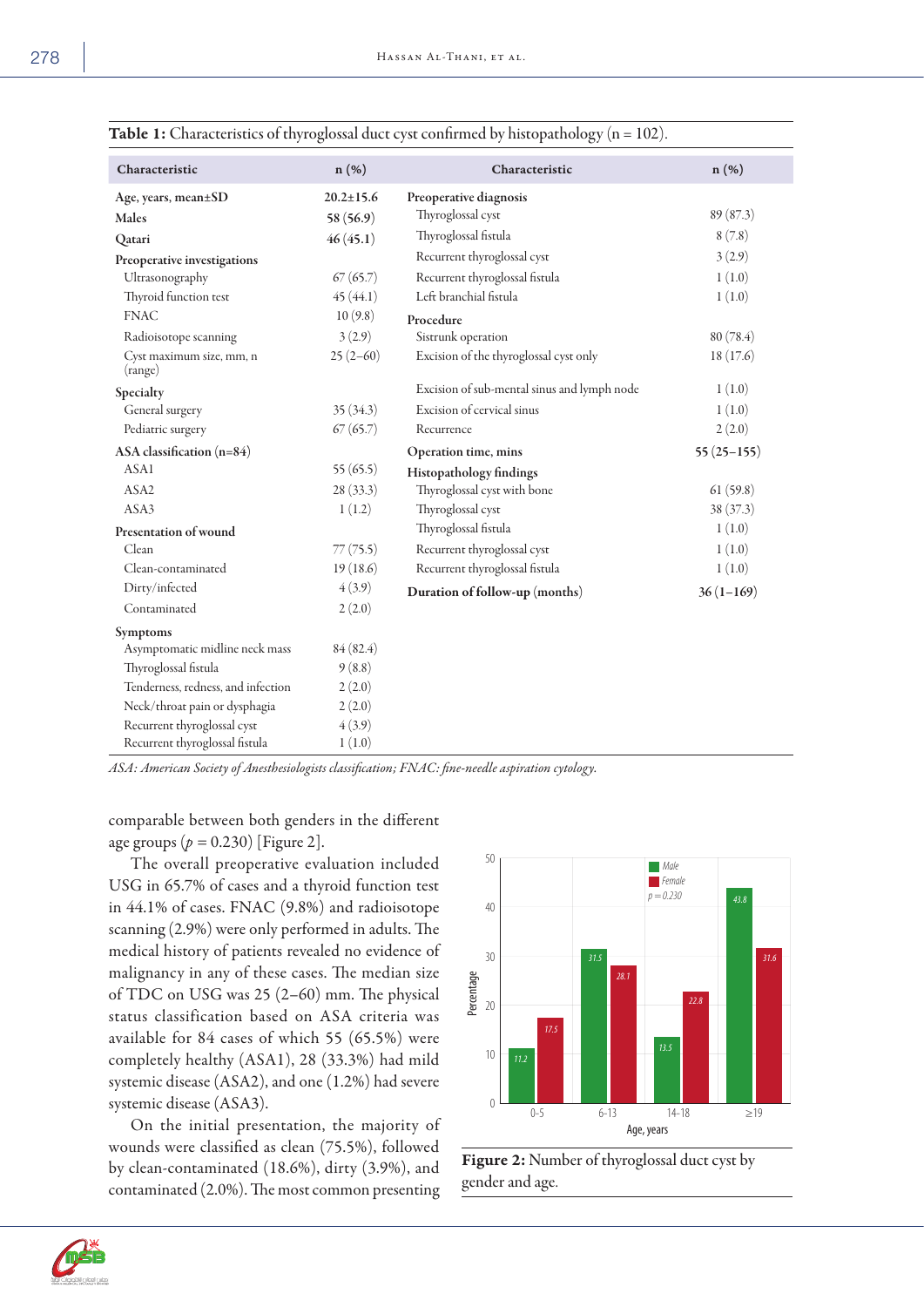**Table 1:** Characteristics of thyroglossal duct cyst confirmed by histopathology (n = 102).

| Characteristic | n (%) | Characteristic | n (%) |
|---|---|---|---|
| **Age, years, mean±SD** | **20.2±15.6** | **Preoperative diagnosis** | |
| **Males** | **58 (56.9)** | Thyroglossal cyst | 89 (87.3) |
| **Qatari** | **46 (45.1)** | Thyroglossal fistula | 8 (7.8) |
| **Preoperative investigations** | | Recurrent thyroglossal cyst | 3 (2.9) |
| Ultrasonography | 67 (65.7) | Recurrent thyroglossal fistula | 1 (1.0) |
| Thyroid function test | 45 (44.1) | Left branchial fistula | 1 (1.0) |
| FNAC | 10 (9.8) | **Procedure** | |
| Radioisotope scanning | 3 (2.9) | Sistrunk operation | 80 (78.4) |
| Cyst maximum size, mm, n (range) | 25 (2–60) | Excision of the thyroglossal cyst only | 18 (17.6) |
| **Specialty** | | Excision of sub-mental sinus and lymph node | 1 (1.0) |
| General surgery | 35 (34.3) | Excision of cervical sinus | 1 (1.0) |
| Pediatric surgery | 67 (65.7) | Recurrence | 2 (2.0) |
| **ASA classification (n=84)** | | **Operation time, mins** | **55 (25–155)** |
| ASA1 | 55 (65.5) | **Histopathology findings** | |
| ASA2 | 28 (33.3) | Thyroglossal cyst with bone | 61 (59.8) |
| ASA3 | 1 (1.2) | Thyroglossal cyst | 38 (37.3) |
| **Presentation of wound** | | Thyroglossal fistula | 1 (1.0) |
| Clean | 77 (75.5) | Recurrent thyroglossal cyst | 1 (1.0) |
| Clean-contaminated | 19 (18.6) | Recurrent thyroglossal fistula | 1 (1.0) |
| Dirty/infected | 4 (3.9) | **Duration of follow-up (months)** | **36 (1–169)** |
| Contaminated | 2 (2.0) | | |
| **Symptoms** | | | |
| Asymptomatic midline neck mass | 84 (82.4) | | |
| Thyroglossal fistula | 9 (8.8) | | |
| Tenderness, redness, and infection | 2 (2.0) | | |
| Neck/throat pain or dysphagia | 2 (2.0) | | |
| Recurrent thyroglossal cyst | 4 (3.9) | | |
| Recurrent thyroglossal fistula | 1 (1.0) | | |

*ASA: American Society of Anesthesiologists classification; FNAC: fine-needle aspiration cytology.*

comparable between both genders in the different age groups ($p = 0.230$) [Figure 2].

The overall preoperative evaluation included USG in 65.7% of cases and a thyroid function test in 44.1% of cases. FNAC (9.8%) and radioisotope scanning (2.9%) were only performed in adults. The medical history of patients revealed no evidence of malignancy in any of these cases. The median size of TDC on USG was 25 (2–60) mm. The physical status classification based on ASA criteria was available for 84 cases of which 55 (65.5%) were completely healthy (ASA1), 28 (33.3%) had mild systemic disease (ASA2), and one (1.2%) had severe systemic disease (ASA3).

On the initial presentation, the majority of wounds were classified as clean (75.5%), followed by clean-contaminated (18.6%), dirty (3.9%), and contaminated (2.0%). The most common presenting

**Figure 2:** Number of thyroglossal duct cyst by gender and age.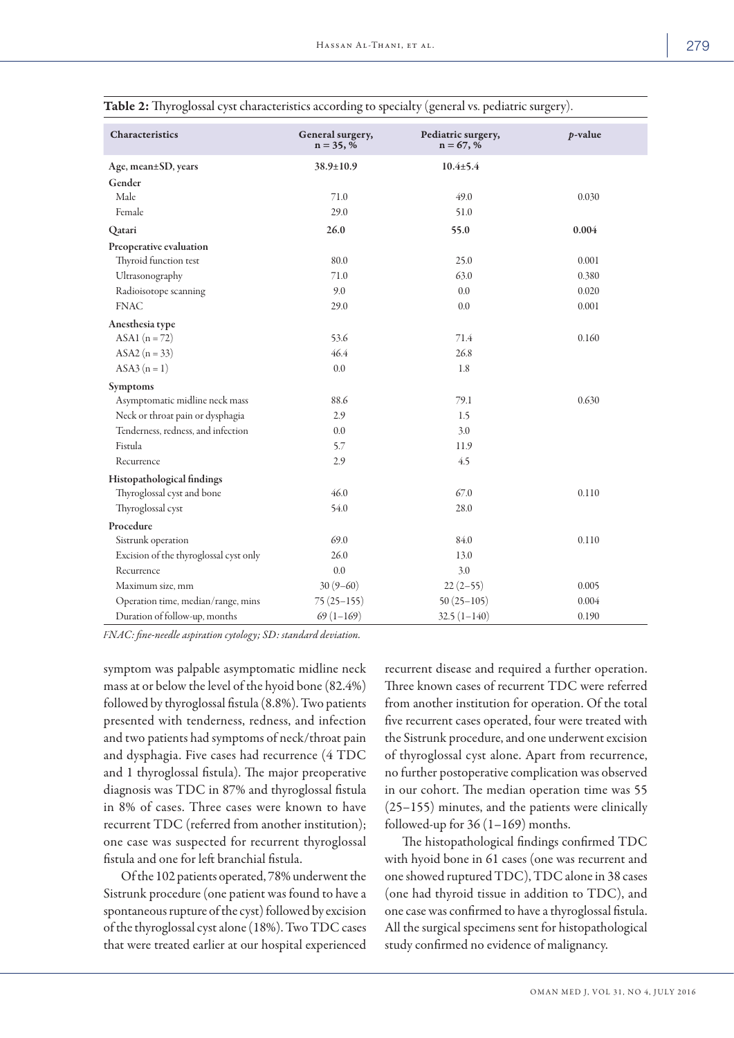**Table 2:** Thyroglossal cyst characteristics according to specialty (general vs. pediatric surgery).

| Characteristics | General surgery, n = 35, % | Pediatric surgery, n = 67, % | *p*-value |
|---|---|---|---|
| Age, mean±SD, years | 38.9±10.9 | 10.4±5.4 | |
| **Gender** | | | |
| Male | 71.0 | 49.0 | 0.030 |
| Female | 29.0 | 51.0 | |
| **Qatari** | **26.0** | **55.0** | **0.004** |
| **Preoperative evaluation** | | | |
| Thyroid function test | 80.0 | 25.0 | 0.001 |
| Ultrasonography | 71.0 | 63.0 | 0.380 |
| Radioisotope scanning | 9.0 | 0.0 | 0.020 |
| FNAC | 29.0 | 0.0 | 0.001 |
| **Anesthesia type** | | | |
| ASA1 (n = 72) | 53.6 | 71.4 | 0.160 |
| ASA2 (n = 33) | 46.4 | 26.8 | |
| ASA3 (n = 1) | 0.0 | 1.8 | |
| **Symptoms** | | | |
| Asymptomatic midline neck mass | 88.6 | 79.1 | 0.630 |
| Neck or throat pain or dysphagia | 2.9 | 1.5 | |
| Tenderness, redness, and infection | 0.0 | 3.0 | |
| Fistula | 5.7 | 11.9 | |
| Recurrence | 2.9 | 4.5 | |
| **Histopathological findings** | | | |
| Thyroglossal cyst and bone | 46.0 | 67.0 | 0.110 |
| Thyroglossal cyst | 54.0 | 28.0 | |
| **Procedure** | | | |
| Sistrunk operation | 69.0 | 84.0 | 0.110 |
| Excision of the thyroglossal cyst only | 26.0 | 13.0 | |
| Recurrence | 0.0 | 3.0 | |
| Maximum size, mm | 30 (9–60) | 22 (2–55) | 0.005 |
| Operation time, median/range, mins | 75 (25–155) | 50 (25–105) | 0.004 |
| Duration of follow-up, months | 69 (1–169) | 32.5 (1–140) | 0.190 |

*FNAC: fine-needle aspiration cytology; SD: standard deviation.*

symptom was palpable asymptomatic midline neck mass at or below the level of the hyoid bone (82.4%) followed by thyroglossal fistula (8.8%). Two patients presented with tenderness, redness, and infection and two patients had symptoms of neck/throat pain and dysphagia. Five cases had recurrence (4 TDC and 1 thyroglossal fistula). The major preoperative diagnosis was TDC in 87% and thyroglossal fistula in 8% of cases. Three cases were known to have recurrent TDC (referred from another institution); one case was suspected for recurrent thyroglossal fistula and one for left branchial fistula.

Of the 102 patients operated, 78% underwent the Sistrunk procedure (one patient was found to have a spontaneous rupture of the cyst) followed by excision of the thyroglossal cyst alone (18%). Two TDC cases that were treated earlier at our hospital experienced recurrent disease and required a further operation. Three known cases of recurrent TDC were referred from another institution for operation. Of the total five recurrent cases operated, four were treated with the Sistrunk procedure, and one underwent excision of thyroglossal cyst alone. Apart from recurrence, no further postoperative complication was observed in our cohort. The median operation time was 55 (25–155) minutes, and the patients were clinically followed-up for 36 (1–169) months.

The histopathological findings confirmed TDC with hyoid bone in 61 cases (one was recurrent and one showed ruptured TDC), TDC alone in 38 cases (one had thyroid tissue in addition to TDC), and one case was confirmed to have a thyroglossal fistula. All the surgical specimens sent for histopathological study confirmed no evidence of malignancy.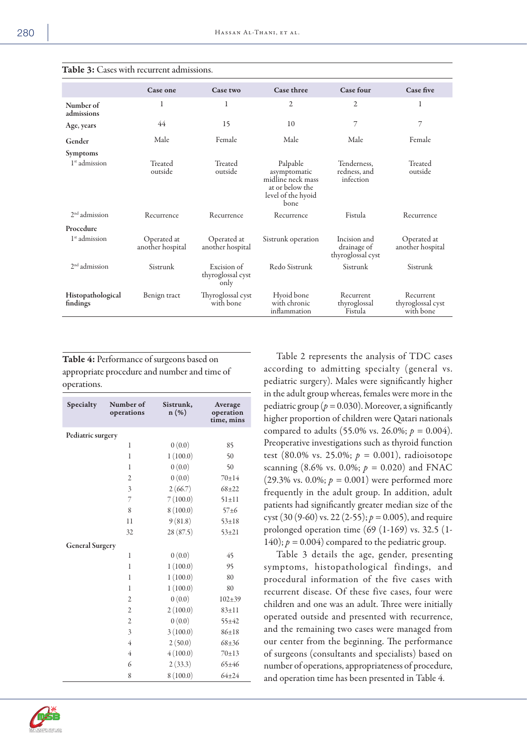**Table 3:** Cases with recurrent admissions.

| | Case one | Case two | Case three | Case four | Case five |
|---|---|---|---|---|---|
| Number of admissions | 1 | 1 | 2 | 2 | 1 |
| Age, years | 44 | 15 | 10 | 7 | 7 |
| Gender | Male | Female | Male | Male | Female |
| **Symptoms** | | | | | |
| 1st admission | Treated outside | Treated outside | Palpable asymptomatic midline neck mass at or below the level of the hyoid bone | Tenderness, redness, and infection | Treated outside |
| 2nd admission | Recurrence | Recurrence | Recurrence | Fistula | Recurrence |
| **Procedure** | | | | | |
| 1st admission | Operated at another hospital | Operated at another hospital | Sistrunk operation | Incision and drainage of thyroglossal cyst | Operated at another hospital |
| 2nd admission | Sistrunk | Excision of thyroglossal cyst only | Redo Sistrunk | Sistrunk | Sistrunk |
| Histopathological findings | Benign tract | Thyroglossal cyst with bone | Hyoid bone with chronic inflammation | Recurrent thyroglossal Fistula | Recurrent thyroglossal cyst with bone |

**Table 4:** Performance of surgeons based on appropriate procedure and number and time of operations.

| Specialty | Number of operations | Sistrunk, n (%) | Average operation time, mins |
|---|---|---|---|
| Pediatric surgery | | | |
| | 1 | 0 (0.0) | 85 |
| | 1 | 1 (100.0) | 50 |
| | 1 | 0 (0.0) | 50 |
| | 2 | 0 (0.0) | 70±14 |
| | 3 | 2 (66.7) | 68±22 |
| | 7 | 7 (100.0) | 51±11 |
| | 8 | 8 (100.0) | 57±6 |
| | 11 | 9 (81.8) | 53±18 |
| | 32 | 28 (87.5) | 53±21 |
| General Surgery | | | |
| | 1 | 0 (0.0) | 45 |
| | 1 | 1 (100.0) | 95 |
| | 1 | 1 (100.0) | 80 |
| | 1 | 1 (100.0) | 80 |
| | 2 | 0 (0.0) | 102±39 |
| | 2 | 2 (100.0) | 83±11 |
| | 2 | 0 (0.0) | 55±42 |
| | 3 | 3 (100.0) | 86±18 |
| | 4 | 2 (50.0) | 68±36 |
| | 4 | 4 (100.0) | 70±13 |
| | 6 | 2 (33.3) | 65±46 |
| | 8 | 8 (100.0) | 64±24 |

Table 2 represents the analysis of TDC cases according to admitting specialty (general vs. pediatric surgery). Males were significantly higher in the adult group whereas, females were more in the pediatric group ($p = 0.030$). Moreover, a significantly higher proportion of children were Qatari nationals compared to adults (55.0% vs. 26.0%; $p = 0.004$). Preoperative investigations such as thyroid function test (80.0% vs. 25.0%; $p = 0.001$), radioisotope scanning (8.6% vs. 0.0%; $p = 0.020$) and FNAC (29.3% vs. 0.0%; $p = 0.001$) were performed more frequently in the adult group. In addition, adult patients had significantly greater median size of the cyst (30 (9-60) vs. 22 (2-55); $p = 0.005$), and require prolonged operation time (69 (1-169) vs. 32.5 (1-140); $p = 0.004$) compared to the pediatric group.

Table 3 details the age, gender, presenting symptoms, histopathological findings, and procedural information of the five cases with recurrent disease. Of these five cases, four were children and one was an adult. Three were initially operated outside and presented with recurrence, and the remaining two cases were managed from our center from the beginning. The performance of surgeons (consultants and specialists) based on number of operations, appropriateness of procedure, and operation time has been presented in Table 4.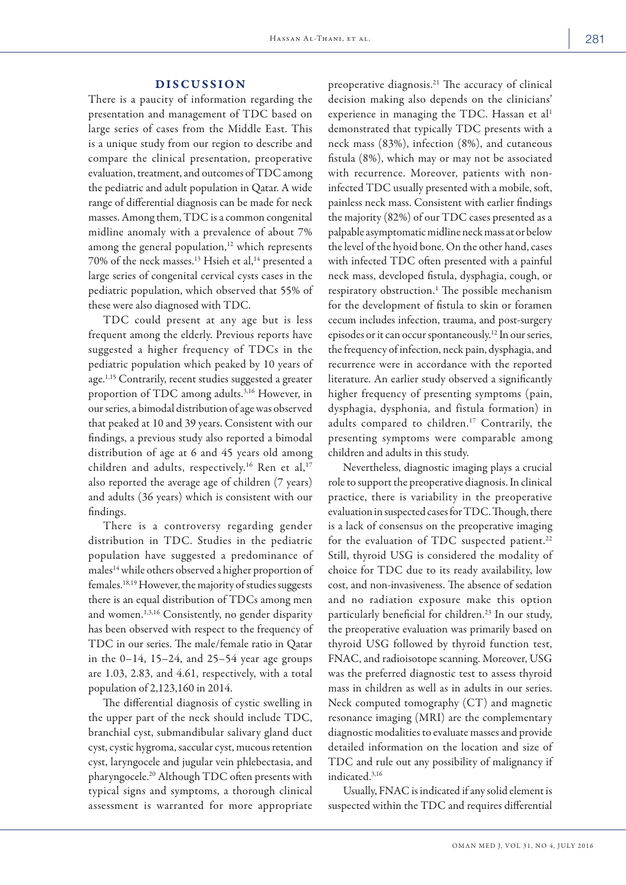## DISCUSSION

There is a paucity of information regarding the presentation and management of TDC based on large series of cases from the Middle East. This is a unique study from our region to describe and compare the clinical presentation, preoperative evaluation, treatment, and outcomes of TDC among the pediatric and adult population in Qatar. A wide range of differential diagnosis can be made for neck masses. Among them, TDC is a common congenital midline anomaly with a prevalence of about 7% among the general population,[12] which represents 70% of the neck masses.[13] Hsieh et al,[14] presented a large series of congenital cervical cysts cases in the pediatric population, which observed that 55% of these were also diagnosed with TDC.

TDC could present at any age but is less frequent among the elderly. Previous reports have suggested a higher frequency of TDCs in the pediatric population which peaked by 10 years of age.[1,15] Contrarily, recent studies suggested a greater proportion of TDC among adults.[3,16] However, in our series, a bimodal distribution of age was observed that peaked at 10 and 39 years. Consistent with our findings, a previous study also reported a bimodal distribution of age at 6 and 45 years old among children and adults, respectively.[16] Ren et al,[17] also reported the average age of children (7 years) and adults (36 years) which is consistent with our findings.

There is a controversy regarding gender distribution in TDC. Studies in the pediatric population have suggested a predominance of males[14] while others observed a higher proportion of females.[18,19] However, the majority of studies suggests there is an equal distribution of TDCs among men and women.[1,3,16] Consistently, no gender disparity has been observed with respect to the frequency of TDC in our series. The male/female ratio in Qatar in the 0–14, 15–24, and 25–54 year age groups are 1.03, 2.83, and 4.61, respectively, with a total population of 2,123,160 in 2014.

The differential diagnosis of cystic swelling in the upper part of the neck should include TDC, branchial cyst, submandibular salivary gland duct cyst, cystic hygroma, saccular cyst, mucous retention cyst, laryngocele and jugular vein phlebectasia, and pharyngocele.[20] Although TDC often presents with typical signs and symptoms, a thorough clinical assessment is warranted for more appropriate preoperative diagnosis.[21] The accuracy of clinical decision making also depends on the clinicians' experience in managing the TDC. Hassan et al[1] demonstrated that typically TDC presents with a neck mass (83%), infection (8%), and cutaneous fistula (8%), which may or may not be associated with recurrence. Moreover, patients with non-infected TDC usually presented with a mobile, soft, painless neck mass. Consistent with earlier findings the majority (82%) of our TDC cases presented as a palpable asymptomatic midline neck mass at or below the level of the hyoid bone. On the other hand, cases with infected TDC often presented with a painful neck mass, developed fistula, dysphagia, cough, or respiratory obstruction.[1] The possible mechanism for the development of fistula to skin or foramen cecum includes infection, trauma, and post-surgery episodes or it can occur spontaneously.[12] In our series, the frequency of infection, neck pain, dysphagia, and recurrence were in accordance with the reported literature. An earlier study observed a significantly higher frequency of presenting symptoms (pain, dysphagia, dysphonia, and fistula formation) in adults compared to children.[17] Contrarily, the presenting symptoms were comparable among children and adults in this study.

Nevertheless, diagnostic imaging plays a crucial role to support the preoperative diagnosis. In clinical practice, there is variability in the preoperative evaluation in suspected cases for TDC. Though, there is a lack of consensus on the preoperative imaging for the evaluation of TDC suspected patient.[22] Still, thyroid USG is considered the modality of choice for TDC due to its ready availability, low cost, and non-invasiveness. The absence of sedation and no radiation exposure make this option particularly beneficial for children.[23] In our study, the preoperative evaluation was primarily based on thyroid USG followed by thyroid function test, FNAC, and radioisotope scanning. Moreover, USG was the preferred diagnostic test to assess thyroid mass in children as well as in adults in our series. Neck computed tomography (CT) and magnetic resonance imaging (MRI) are the complementary diagnostic modalities to evaluate masses and provide detailed information on the location and size of TDC and rule out any possibility of malignancy if indicated.[3,16]

Usually, FNAC is indicated if any solid element is suspected within the TDC and requires differential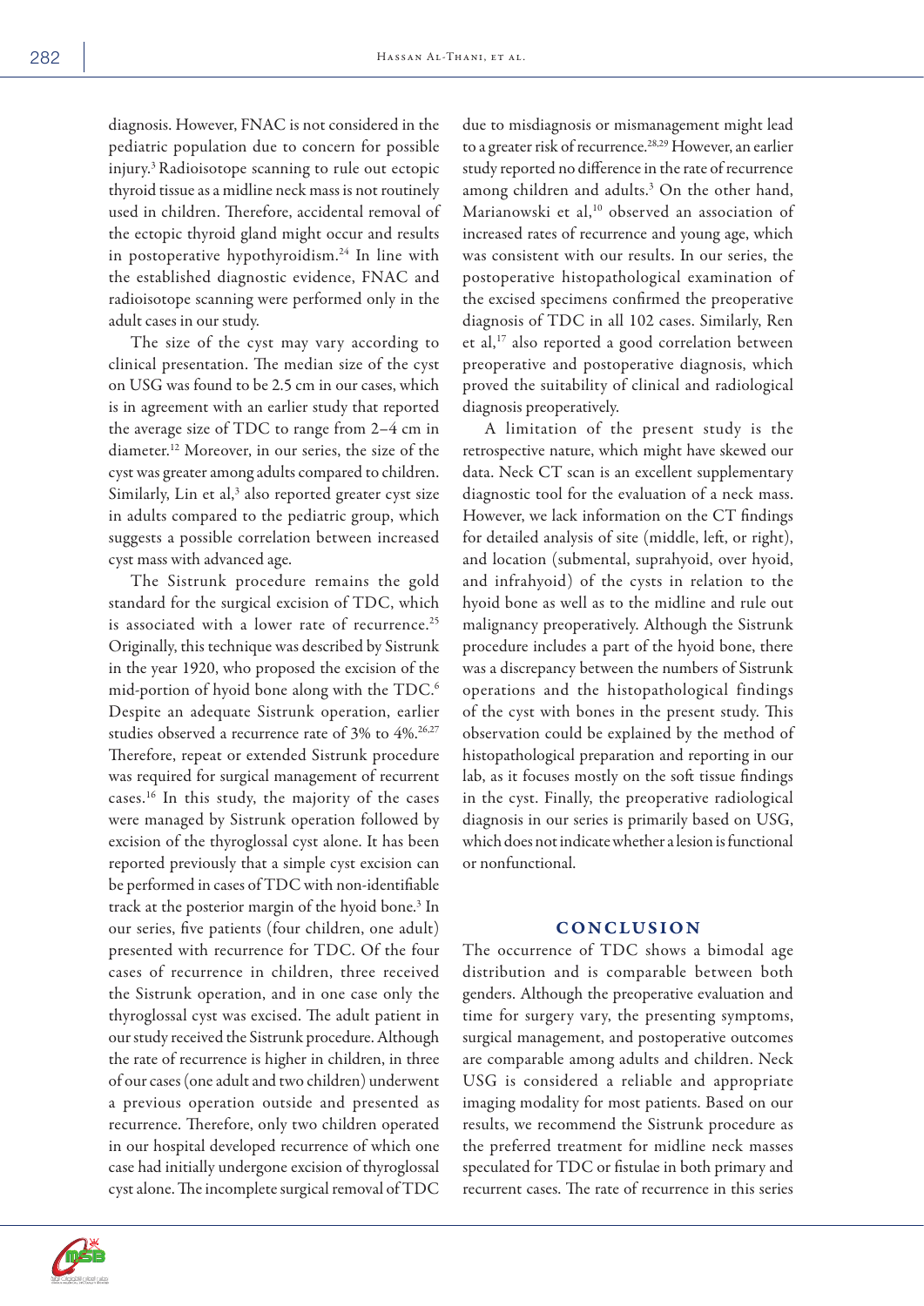diagnosis. However, FNAC is not considered in the pediatric population due to concern for possible injury.[3] Radioisotope scanning to rule out ectopic thyroid tissue as a midline neck mass is not routinely used in children. Therefore, accidental removal of the ectopic thyroid gland might occur and results in postoperative hypothyroidism.[24] In line with the established diagnostic evidence, FNAC and radioisotope scanning were performed only in the adult cases in our study.

The size of the cyst may vary according to clinical presentation. The median size of the cyst on USG was found to be 2.5 cm in our cases, which is in agreement with an earlier study that reported the average size of TDC to range from 2–4 cm in diameter.[12] Moreover, in our series, the size of the cyst was greater among adults compared to children. Similarly, Lin et al,[3] also reported greater cyst size in adults compared to the pediatric group, which suggests a possible correlation between increased cyst mass with advanced age.

The Sistrunk procedure remains the gold standard for the surgical excision of TDC, which is associated with a lower rate of recurrence.[25] Originally, this technique was described by Sistrunk in the year 1920, who proposed the excision of the mid-portion of hyoid bone along with the TDC.[6] Despite an adequate Sistrunk operation, earlier studies observed a recurrence rate of 3% to 4%.[26,27] Therefore, repeat or extended Sistrunk procedure was required for surgical management of recurrent cases.[16] In this study, the majority of the cases were managed by Sistrunk operation followed by excision of the thyroglossal cyst alone. It has been reported previously that a simple cyst excision can be performed in cases of TDC with non-identifiable track at the posterior margin of the hyoid bone.[3] In our series, five patients (four children, one adult) presented with recurrence for TDC. Of the four cases of recurrence in children, three received the Sistrunk operation, and in one case only the thyroglossal cyst was excised. The adult patient in our study received the Sistrunk procedure. Although the rate of recurrence is higher in children, in three of our cases (one adult and two children) underwent a previous operation outside and presented as recurrence. Therefore, only two children operated in our hospital developed recurrence of which one case had initially undergone excision of thyroglossal cyst alone. The incomplete surgical removal of TDC due to misdiagnosis or mismanagement might lead to a greater risk of recurrence.[28,29] However, an earlier study reported no difference in the rate of recurrence among children and adults.[3] On the other hand, Marianowski et al,[10] observed an association of increased rates of recurrence and young age, which was consistent with our results. In our series, the postoperative histopathological examination of the excised specimens confirmed the preoperative diagnosis of TDC in all 102 cases. Similarly, Ren et al,[17] also reported a good correlation between preoperative and postoperative diagnosis, which proved the suitability of clinical and radiological diagnosis preoperatively.

A limitation of the present study is the retrospective nature, which might have skewed our data. Neck CT scan is an excellent supplementary diagnostic tool for the evaluation of a neck mass. However, we lack information on the CT findings for detailed analysis of site (middle, left, or right), and location (submental, suprahyoid, over hyoid, and infrahyoid) of the cysts in relation to the hyoid bone as well as to the midline and rule out malignancy preoperatively. Although the Sistrunk procedure includes a part of the hyoid bone, there was a discrepancy between the numbers of Sistrunk operations and the histopathological findings of the cyst with bones in the present study. This observation could be explained by the method of histopathological preparation and reporting in our lab, as it focuses mostly on the soft tissue findings in the cyst. Finally, the preoperative radiological diagnosis in our series is primarily based on USG, which does not indicate whether a lesion is functional or nonfunctional.

## CONCLUSION

The occurrence of TDC shows a bimodal age distribution and is comparable between both genders. Although the preoperative evaluation and time for surgery vary, the presenting symptoms, surgical management, and postoperative outcomes are comparable among adults and children. Neck USG is considered a reliable and appropriate imaging modality for most patients. Based on our results, we recommend the Sistrunk procedure as the preferred treatment for midline neck masses speculated for TDC or fistulae in both primary and recurrent cases. The rate of recurrence in this series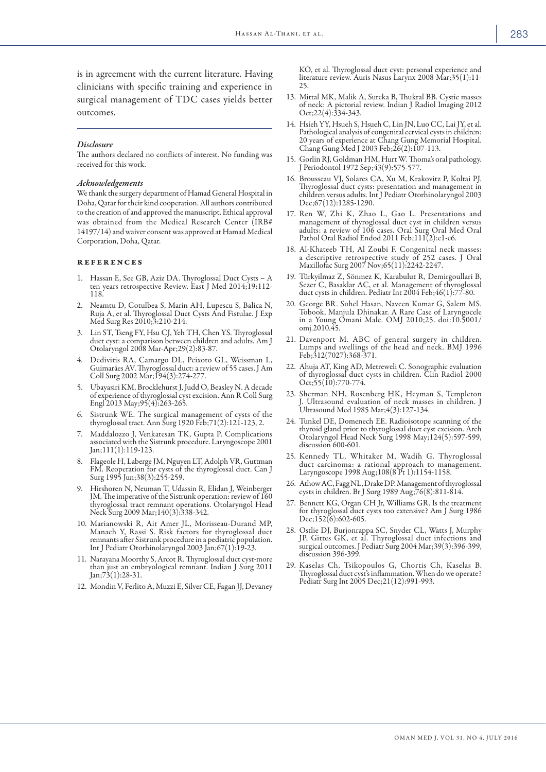is in agreement with the current literature. Having clinicians with specific training and experience in surgical management of TDC cases yields better outcomes.

### *Disclosure*

The authors declared no conflicts of interest. No funding was received for this work.

### *Acknowledgements*

We thank the surgery department of Hamad General Hospital in Doha, Qatar for their kind cooperation. All authors contributed to the creation of and approved the manuscript. Ethical approval was obtained from the Medical Research Center (IRB# 14197/14) and waiver consent was approved at Hamad Medical Corporation, Doha, Qatar.

## REFERENCES

1. Hassan E, See GB, Aziz DA. Thyroglossal Duct Cysts – A ten years retrospective Review. East J Med 2014;19:112-118.
2. Neamtu D, Cotulbea S, Marin AH, Lupescu S, Balica N, Ruja A, et al. Thyroglossal Duct Cysts And Fistulae. J Exp Med Surg Res 2010;3:210-214.
3. Lin ST, Tseng FY, Hsu CJ, Yeh TH, Chen YS. Thyroglossal duct cyst: a comparison between children and adults. Am J Otolaryngol 2008 Mar-Apr;29(2):83-87.
4. Dedivitis RA, Camargo DL, Peixoto GL, Weissman L, Guimarães AV. Thyroglossal duct: a review of 55 cases. J Am Coll Surg 2002 Mar;194(3):274-277.
5. Ubayasiri KM, Brocklehurst J, Judd O, Beasley N. A decade of experience of thyroglossal cyst excision. Ann R Coll Surg Engl 2013 May;95(4):263-265.
6. Sistrunk WE. The surgical management of cysts of the thyroglossal tract. Ann Surg 1920 Feb;71(2):121-123, 2.
7. Maddalozzo J, Venkatesan TK, Gupta P. Complications associated with the Sistrunk procedure. Laryngoscope 2001 Jan;111(1):119-123.
8. Flageole H, Laberge JM, Nguyen LT, Adolph VR, Guttman FM. Reoperation for cysts of the thyroglossal duct. Can J Surg 1995 Jun;38(3):255-259.
9. Hirshoren N, Neuman T, Udassin R, Elidan J, Weinberger JM. The imperative of the Sistrunk operation: review of 160 thyroglossal tract remnant operations. Otolaryngol Head Neck Surg 2009 Mar;140(3):338-342.
10. Marianowski R, Ait Amer JL, Morisseau-Durand MP, Manach Y, Rassi S. Risk factors for thyroglossal duct remnants after Sistrunk procedure in a pediatric population. Int J Pediatr Otorhinolaryngol 2003 Jan;67(1):19-23.
11. Narayana Moorthy S, Arcot R. Thyroglossal duct cyst-more than just an embryological remnant. Indian J Surg 2011 Jan;73(1):28-31.
12. Mondin V, Ferlito A, Muzzi E, Silver CE, Fagan JJ, Devaney KO, et al. Thyroglossal duct cyst: personal experience and literature review. Auris Nasus Larynx 2008 Mar;35(1):11-25.
13. Mittal MK, Malik A, Sureka B, Thukral BB. Cystic masses of neck: A pictorial review. Indian J Radiol Imaging 2012 Oct;22(4):334-343.
14. Hsieh YY, Hsueh S, Hsueh C, Lin JN, Luo CC, Lai JY, et al. Pathological analysis of congenital cervical cysts in children: 20 years of experience at Chang Gung Memorial Hospital. Chang Gung Med J 2003 Feb;26(2):107-113.
15. Gorlin RJ, Goldman HM, Hurt W. Thoma's oral pathology. J Periodontol 1972 Sep;43(9):575-577.
16. Brousseau VJ, Solares CA, Xu M, Krakovitz P, Koltai PJ. Thyroglossal duct cysts: presentation and management in children versus adults. Int J Pediatr Otorhinolaryngol 2003 Dec;67(12):1285-1290.
17. Ren W, Zhi K, Zhao L, Gao L. Presentations and management of thyroglossal duct cyst in children versus adults: a review of 106 cases. Oral Surg Oral Med Oral Pathol Oral Radiol Endod 2011 Feb;111(2):e1-e6.
18. Al-Khateeb TH, Al Zoubi F. Congenital neck masses: a descriptive retrospective study of 252 cases. J Oral Maxillofac Surg 2007 Nov;65(11):2242-2247.
19. Türkyilmaz Z, Sönmez K, Karabulut R, Demirgoullari B, Sezer C, Basaklar AC, et al. Management of thyroglossal duct cysts in children. Pediatr Int 2004 Feb;46(1):77-80.
20. George BR. Suhel Hasan, Naveen Kumar G, Salem MS. Tobook, Manjula Dhinakar. A Rare Case of Laryngocele in a Young Omani Male. OMJ 2010;25. doi:10.5001/omj.2010.45.
21. Davenport M. ABC of general surgery in children. Lumps and swellings of the head and neck. BMJ 1996 Feb;312(7027):368-371.
22. Ahuja AT, King AD, Metreweli C. Sonographic evaluation of thyroglossal duct cysts in children. Clin Radiol 2000 Oct;55(10):770-774.
23. Sherman NH, Rosenberg HK, Heyman S, Templeton J. Ultrasound evaluation of neck masses in children. J Ultrasound Med 1985 Mar;4(3):127-134.
24. Tunkel DE, Domenech EE. Radioisotope scanning of the thyroid gland prior to thyroglossal duct cyst excision. Arch Otolaryngol Head Neck Surg 1998 May;124(5):597-599, discussion 600-601.
25. Kennedy TL, Whitaker M, Wadih G. Thyroglossal duct carcinoma: a rational approach to management. Laryngoscope 1998 Aug;108(8 Pt 1):1154-1158.
26. Athow AC, Fagg NL, Drake DP. Management of thyroglossal cysts in children. Br J Surg 1989 Aug;76(8):811-814.
27. Bennett KG, Organ CH Jr, Williams GR. Is the treatment for thyroglossal duct cysts too extensive? Am J Surg 1986 Dec;152(6):602-605.
28. Ostlie DJ, Burjonrappa SC, Snyder CL, Watts J, Murphy JP, Gittes GK, et al. Thyroglossal duct infections and surgical outcomes. J Pediatr Surg 2004 Mar;39(3):396-399, discussion 396-399.
29. Kaselas Ch, Tsikopoulos G, Chortis Ch, Kaselas B. Thyroglossal duct cyst's inflammation. When do we operate? Pediatr Surg Int 2005 Dec;21(12):991-993.